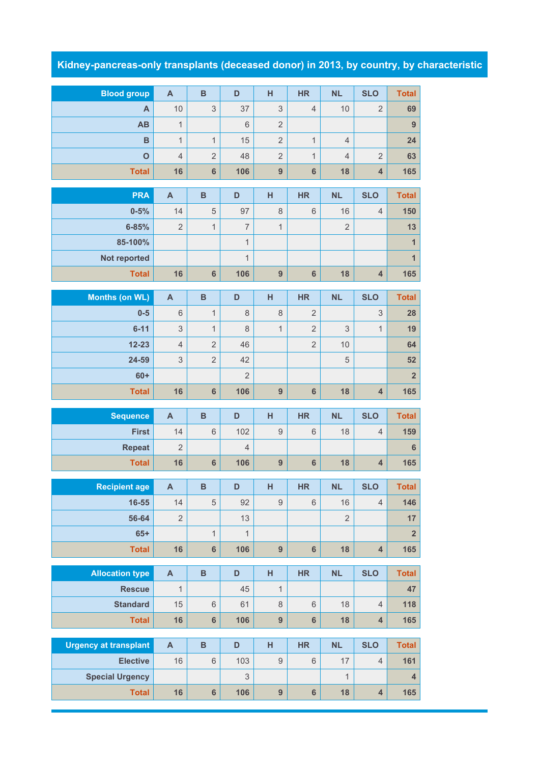# Kidney-pancreas-only transplants (deceased donor) in 2013, by country, by characteristic

| Blood group | A | B | D | H | HR | NL | SLO | Total |
|---|---|---|---|---|---|---|---|---|
| A | 10 | 3 | 37 | 3 | 4 | 10 | 2 | 69 |
| AB | 1 | | 6 | 2 | | | | 9 |
| B | 1 | 1 | 15 | 2 | 1 | 4 | | 24 |
| O | 4 | 2 | 48 | 2 | 1 | 4 | 2 | 63 |
| Total | 16 | 6 | 106 | 9 | 6 | 18 | 4 | 165 |

| PRA | A | B | D | H | HR | NL | SLO | Total |
|---|---|---|---|---|---|---|---|---|
| 0-5% | 14 | 5 | 97 | 8 | 6 | 16 | 4 | 150 |
| 6-85% | 2 | 1 | 7 | 1 | | 2 | | 13 |
| 85-100% | | | 1 | | | | | 1 |
| Not reported | | | 1 | | | | | 1 |
| Total | 16 | 6 | 106 | 9 | 6 | 18 | 4 | 165 |

| Months (on WL) | A | B | D | H | HR | NL | SLO | Total |
|---|---|---|---|---|---|---|---|---|
| 0-5 | 6 | 1 | 8 | 8 | 2 | | 3 | 28 |
| 6-11 | 3 | 1 | 8 | 1 | 2 | 3 | 1 | 19 |
| 12-23 | 4 | 2 | 46 | | 2 | 10 | | 64 |
| 24-59 | 3 | 2 | 42 | | | 5 | | 52 |
| 60+ | | | 2 | | | | | 2 |
| Total | 16 | 6 | 106 | 9 | 6 | 18 | 4 | 165 |

| Sequence | A | B | D | H | HR | NL | SLO | Total |
|---|---|---|---|---|---|---|---|---|
| First | 14 | 6 | 102 | 9 | 6 | 18 | 4 | 159 |
| Repeat | 2 | | 4 | | | | | 6 |
| Total | 16 | 6 | 106 | 9 | 6 | 18 | 4 | 165 |

| Recipient age | A | B | D | H | HR | NL | SLO | Total |
|---|---|---|---|---|---|---|---|---|
| 16-55 | 14 | 5 | 92 | 9 | 6 | 16 | 4 | 146 |
| 56-64 | 2 | | 13 | | | 2 | | 17 |
| 65+ | | 1 | 1 | | | | | 2 |
| Total | 16 | 6 | 106 | 9 | 6 | 18 | 4 | 165 |

| Allocation type | A | B | D | H | HR | NL | SLO | Total |
|---|---|---|---|---|---|---|---|---|
| Rescue | 1 | | 45 | 1 | | | | 47 |
| Standard | 15 | 6 | 61 | 8 | 6 | 18 | 4 | 118 |
| Total | 16 | 6 | 106 | 9 | 6 | 18 | 4 | 165 |

| Urgency at transplant | A | B | D | H | HR | NL | SLO | Total |
|---|---|---|---|---|---|---|---|---|
| Elective | 16 | 6 | 103 | 9 | 6 | 17 | 4 | 161 |
| Special Urgency | | | 3 | | | 1 | | 4 |
| Total | 16 | 6 | 106 | 9 | 6 | 18 | 4 | 165 |